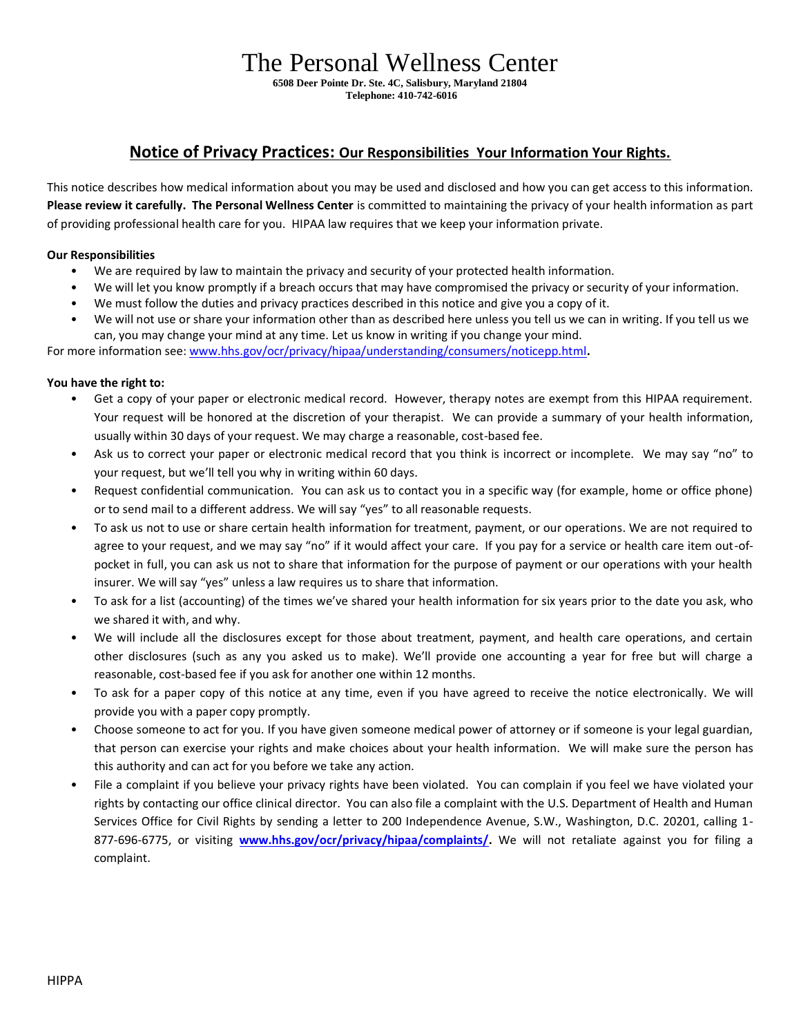# The Personal Wellness Center

**6508 Deer Pointe Dr. Ste. 4C, Salisbury, Maryland 21804**
**Telephone: 410-742-6016**

## Notice of Privacy Practices: Our Responsibilities Your Information Your Rights.

This notice describes how medical information about you may be used and disclosed and how you can get access to this information. **Please review it carefully. The Personal Wellness Center** is committed to maintaining the privacy of your health information as part of providing professional health care for you. HIPAA law requires that we keep your information private.

**Our Responsibilities**

- We are required by law to maintain the privacy and security of your protected health information.
- We will let you know promptly if a breach occurs that may have compromised the privacy or security of your information.
- We must follow the duties and privacy practices described in this notice and give you a copy of it.
- We will not use or share your information other than as described here unless you tell us we can in writing. If you tell us we can, you may change your mind at any time. Let us know in writing if you change your mind.

For more information see: www.hhs.gov/ocr/privacy/hipaa/understanding/consumers/noticepp.html**.**

**You have the right to:**

- Get a copy of your paper or electronic medical record. However, therapy notes are exempt from this HIPAA requirement. Your request will be honored at the discretion of your therapist. We can provide a summary of your health information, usually within 30 days of your request. We may charge a reasonable, cost-based fee.
- Ask us to correct your paper or electronic medical record that you think is incorrect or incomplete. We may say "no" to your request, but we'll tell you why in writing within 60 days.
- Request confidential communication. You can ask us to contact you in a specific way (for example, home or office phone) or to send mail to a different address. We will say "yes" to all reasonable requests.
- To ask us not to use or share certain health information for treatment, payment, or our operations. We are not required to agree to your request, and we may say "no" if it would affect your care. If you pay for a service or health care item out-of-pocket in full, you can ask us not to share that information for the purpose of payment or our operations with your health insurer. We will say "yes" unless a law requires us to share that information.
- To ask for a list (accounting) of the times we've shared your health information for six years prior to the date you ask, who we shared it with, and why.
- We will include all the disclosures except for those about treatment, payment, and health care operations, and certain other disclosures (such as any you asked us to make). We'll provide one accounting a year for free but will charge a reasonable, cost-based fee if you ask for another one within 12 months.
- To ask for a paper copy of this notice at any time, even if you have agreed to receive the notice electronically. We will provide you with a paper copy promptly.
- Choose someone to act for you. If you have given someone medical power of attorney or if someone is your legal guardian, that person can exercise your rights and make choices about your health information. We will make sure the person has this authority and can act for you before we take any action.
- File a complaint if you believe your privacy rights have been violated. You can complain if you feel we have violated your rights by contacting our office clinical director. You can also file a complaint with the U.S. Department of Health and Human Services Office for Civil Rights by sending a letter to 200 Independence Avenue, S.W., Washington, D.C. 20201, calling 1-877-696-6775, or visiting **www.hhs.gov/ocr/privacy/hipaa/complaints/.** We will not retaliate against you for filing a complaint.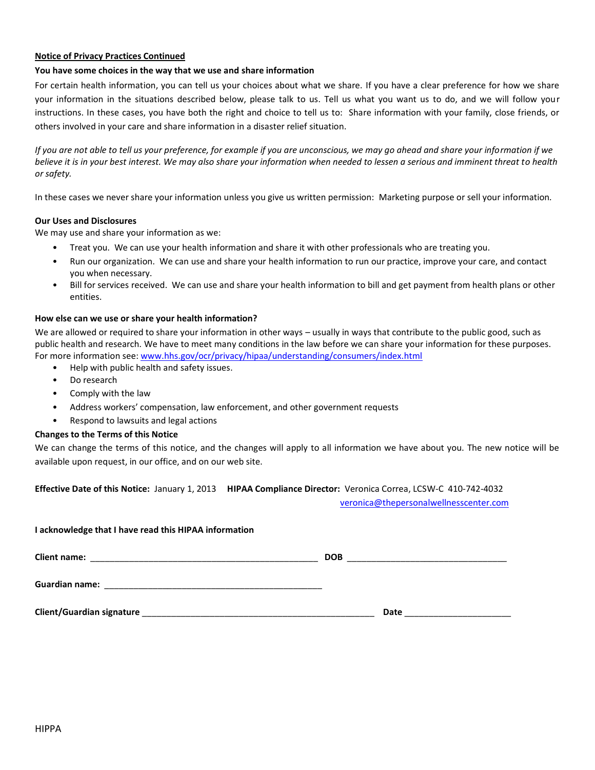**Notice of Privacy Practices Continued**

**You have some choices in the way that we use and share information**

For certain health information, you can tell us your choices about what we share. If you have a clear preference for how we share your information in the situations described below, please talk to us. Tell us what you want us to do, and we will follow your instructions. In these cases, you have both the right and choice to tell us to: Share information with your family, close friends, or others involved in your care and share information in a disaster relief situation.

*If you are not able to tell us your preference, for example if you are unconscious, we may go ahead and share your information if we believe it is in your best interest. We may also share your information when needed to lessen a serious and imminent threat to health or safety.*

In these cases we never share your information unless you give us written permission: Marketing purpose or sell your information.

**Our Uses and Disclosures**

We may use and share your information as we:

- Treat you. We can use your health information and share it with other professionals who are treating you.
- Run our organization. We can use and share your health information to run our practice, improve your care, and contact you when necessary.
- Bill for services received. We can use and share your health information to bill and get payment from health plans or other entities.

**How else can we use or share your health information?**

We are allowed or required to share your information in other ways – usually in ways that contribute to the public good, such as public health and research. We have to meet many conditions in the law before we can share your information for these purposes. For more information see: www.hhs.gov/ocr/privacy/hipaa/understanding/consumers/index.html

- Help with public health and safety issues.
- Do research
- Comply with the law
- Address workers' compensation, law enforcement, and other government requests
- Respond to lawsuits and legal actions

**Changes to the Terms of this Notice**

We can change the terms of this notice, and the changes will apply to all information we have about you. The new notice will be available upon request, in our office, and on our web site.

**Effective Date of this Notice:** January 1, 2013 **HIPAA Compliance Director:** Veronica Correa, LCSW-C 410-742-4032 veronica@thepersonalwellnesscenter.com

**I acknowledge that I have read this HIPAA information**

**Client name:** ______________________________________________ **DOB** ________________________________

**Guardian name:** ____________________________________________

**Client/Guardian signature** _______________________________________________ **Date** _____________________